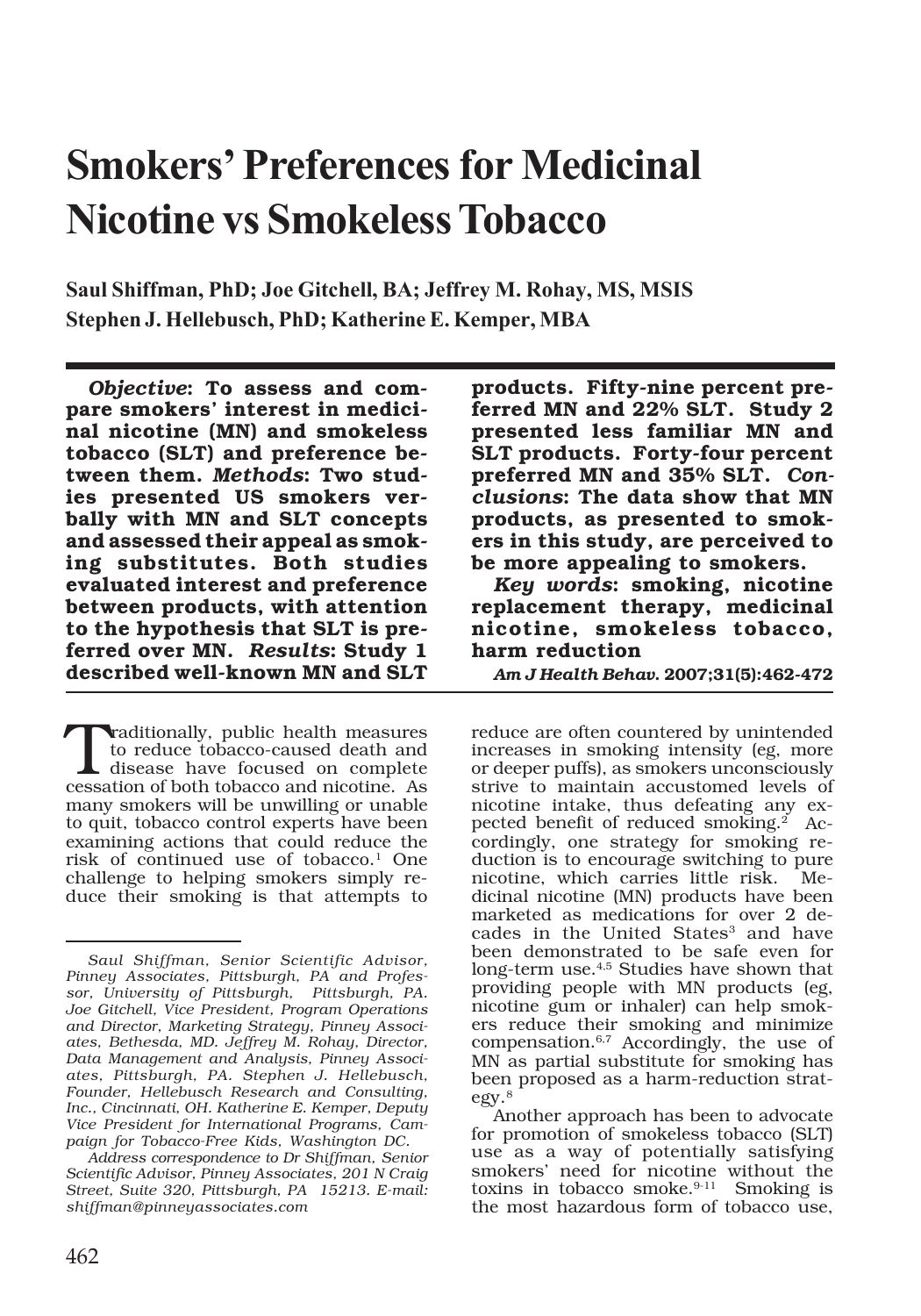# Smokers' Preferences for Medicinal Nicotine vs Smokeless Tobacco

**Saul Shiffman, PhD; Joe Gitchell, BA; Jeffrey M. Rohay, MS, MSIS**
**Stephen J. Hellebusch, PhD; Katherine E. Kemper, MBA**

***Objective*: To assess and compare smokers' interest in medicinal nicotine (MN) and smokeless tobacco (SLT) and preference between them. *Methods*: Two studies presented US smokers verbally with MN and SLT concepts and assessed their appeal as smoking substitutes. Both studies evaluated interest and preference between products, with attention to the hypothesis that SLT is preferred over MN. *Results*: Study 1 described well-known MN and SLT products. Fifty-nine percent preferred MN and 22% SLT. Study 2 presented less familiar MN and SLT products. Forty-four percent preferred MN and 35% SLT. *Conclusions*: The data show that MN products, as presented to smokers in this study, are perceived to be more appealing to smokers.**

***Key words*: smoking, nicotine replacement therapy, medicinal nicotine, smokeless tobacco, harm reduction**

*Am J Health Behav.* **2007;31(5):462-472**

Traditionally, public health measures to reduce tobacco-caused death and disease have focused on complete cessation of both tobacco and nicotine. As many smokers will be unwilling or unable to quit, tobacco control experts have been examining actions that could reduce the risk of continued use of tobacco.[1] One challenge to helping smokers simply reduce their smoking is that attempts to reduce are often countered by unintended increases in smoking intensity (eg, more or deeper puffs), as smokers unconsciously strive to maintain accustomed levels of nicotine intake, thus defeating any expected benefit of reduced smoking.[2] Accordingly, one strategy for smoking reduction is to encourage switching to pure nicotine, which carries little risk. Medicinal nicotine (MN) products have been marketed as medications for over 2 decades in the United States[3] and have been demonstrated to be safe even for long-term use.[4,5] Studies have shown that providing people with MN products (eg, nicotine gum or inhaler) can help smokers reduce their smoking and minimize compensation.[6,7] Accordingly, the use of MN as partial substitute for smoking has been proposed as a harm-reduction strategy.[8]

Another approach has been to advocate for promotion of smokeless tobacco (SLT) use as a way of potentially satisfying smokers' need for nicotine without the toxins in tobacco smoke.[9-11] Smoking is the most hazardous form of tobacco use,

*Saul Shiffman, Senior Scientific Advisor, Pinney Associates, Pittsburgh, PA and Professor, University of Pittsburgh, Pittsburgh, PA. Joe Gitchell, Vice President, Program Operations and Director, Marketing Strategy, Pinney Associates, Bethesda, MD. Jeffrey M. Rohay, Director, Data Management and Analysis, Pinney Associates, Pittsburgh, PA. Stephen J. Hellebusch, Founder, Hellebusch Research and Consulting, Inc., Cincinnati, OH. Katherine E. Kemper, Deputy Vice President for International Programs, Campaign for Tobacco-Free Kids, Washington DC.*

*Address correspondence to Dr Shiffman, Senior Scientific Advisor, Pinney Associates, 201 N Craig Street, Suite 320, Pittsburgh, PA 15213. E-mail: shiffman@pinneyassociates.com*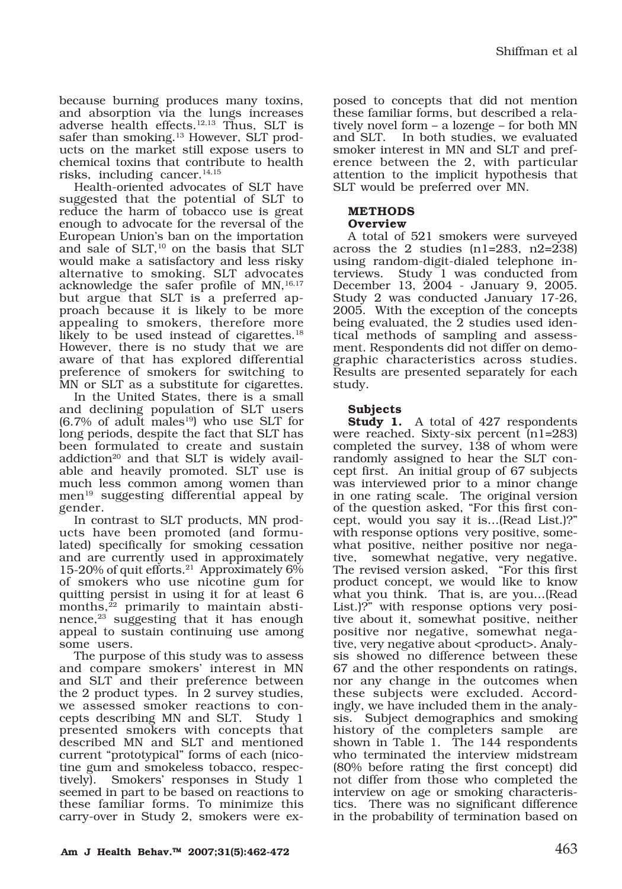because burning produces many toxins, and absorption via the lungs increases adverse health effects.[12,13] Thus, SLT is safer than smoking.[13] However, SLT products on the market still expose users to chemical toxins that contribute to health risks, including cancer.[14,15]

Health-oriented advocates of SLT have suggested that the potential of SLT to reduce the harm of tobacco use is great enough to advocate for the reversal of the European Union's ban on the importation and sale of SLT,[10] on the basis that SLT would make a satisfactory and less risky alternative to smoking. SLT advocates acknowledge the safer profile of MN,[16,17] but argue that SLT is a preferred approach because it is likely to be more appealing to smokers, therefore more likely to be used instead of cigarettes.[18] However, there is no study that we are aware of that has explored differential preference of smokers for switching to MN or SLT as a substitute for cigarettes.

In the United States, there is a small and declining population of SLT users (6.7% of adult males[19]) who use SLT for long periods, despite the fact that SLT has been formulated to create and sustain addiction[20] and that SLT is widely available and heavily promoted. SLT use is much less common among women than men[19] suggesting differential appeal by gender.

In contrast to SLT products, MN products have been promoted (and formulated) specifically for smoking cessation and are currently used in approximately 15-20% of quit efforts.[21] Approximately 6% of smokers who use nicotine gum for quitting persist in using it for at least 6 months,[22] primarily to maintain abstinence,[23] suggesting that it has enough appeal to sustain continuing use among some users.

The purpose of this study was to assess and compare smokers' interest in MN and SLT and their preference between the 2 product types. In 2 survey studies, we assessed smoker reactions to concepts describing MN and SLT. Study 1 presented smokers with concepts that described MN and SLT and mentioned current "prototypical" forms of each (nicotine gum and smokeless tobacco, respectively). Smokers' responses in Study 1 seemed in part to be based on reactions to these familiar forms. To minimize this carry-over in Study 2, smokers were exposed to concepts that did not mention these familiar forms, but described a relatively novel form – a lozenge – for both MN and SLT. In both studies, we evaluated smoker interest in MN and SLT and preference between the 2, with particular attention to the implicit hypothesis that SLT would be preferred over MN.

## METHODS

### Overview

A total of 521 smokers were surveyed across the 2 studies (n1=283, n2=238) using random-digit-dialed telephone interviews. Study 1 was conducted from December 13, 2004 - January 9, 2005. Study 2 was conducted January 17-26, 2005. With the exception of the concepts being evaluated, the 2 studies used identical methods of sampling and assessment. Respondents did not differ on demographic characteristics across studies. Results are presented separately for each study.

### Subjects

**Study 1.** A total of 427 respondents were reached. Sixty-six percent (n1=283) completed the survey, 138 of whom were randomly assigned to hear the SLT concept first. An initial group of 67 subjects was interviewed prior to a minor change in one rating scale. The original version of the question asked, "For this first concept, would you say it is…(Read List.)?" with response options very positive, somewhat positive, neither positive nor negative, somewhat negative, very negative. The revised version asked, "For this first product concept, we would like to know what you think. That is, are you…(Read List.)?" with response options very positive about it, somewhat positive, neither positive nor negative, somewhat negative, very negative about <product>. Analysis showed no difference between these 67 and the other respondents on ratings, nor any change in the outcomes when these subjects were excluded. Accordingly, we have included them in the analysis. Subject demographics and smoking history of the completers sample are shown in Table 1. The 144 respondents who terminated the interview midstream (80% before rating the first concept) did not differ from those who completed the interview on age or smoking characteristics. There was no significant difference in the probability of termination based on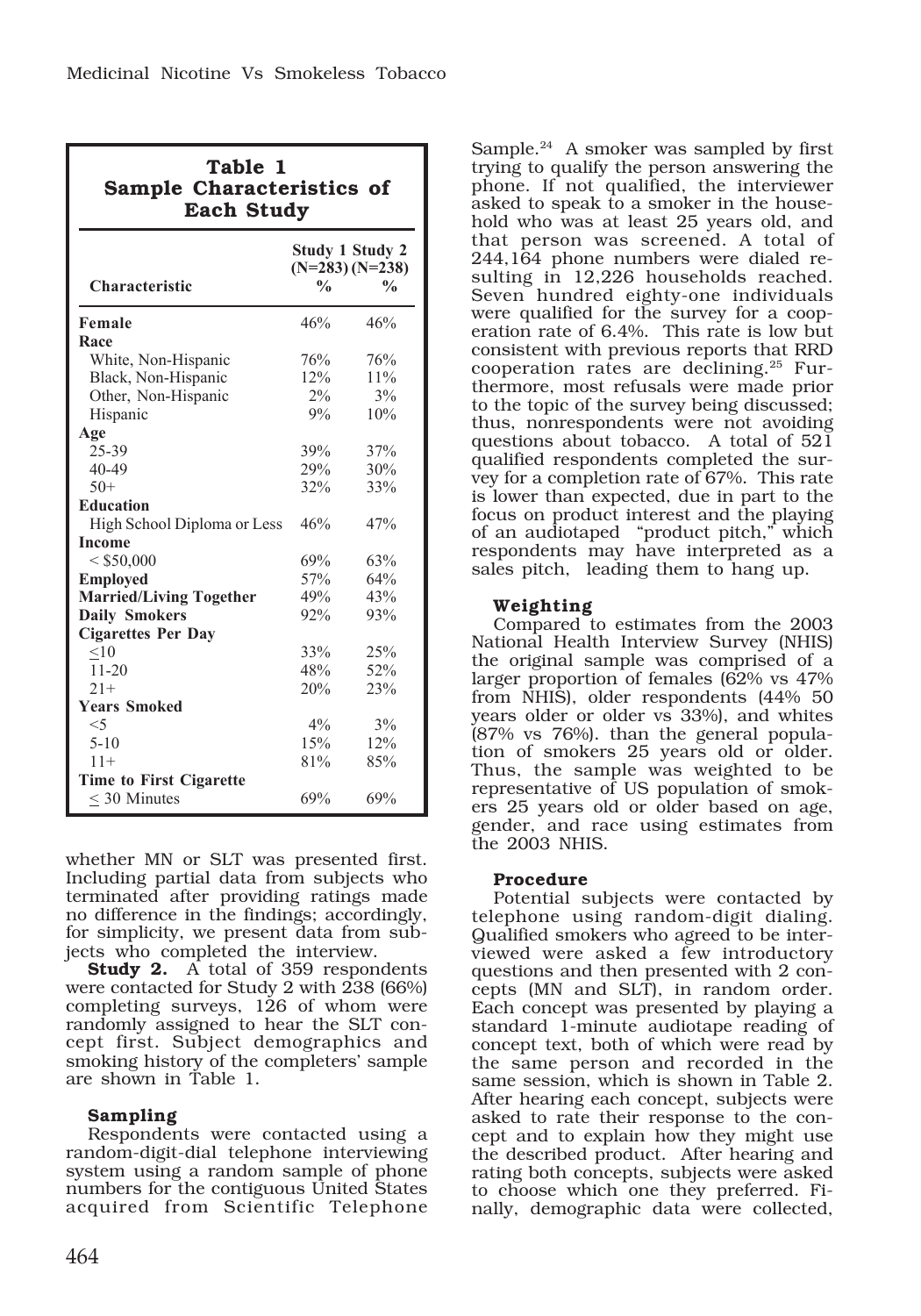**Table 1**
**Sample Characteristics of Each Study**

| Characteristic | Study 1 (N=283) % | Study 2 (N=238) % |
|---|---|---|
| **Female** | 46% | 46% |
| **Race** | | |
| White, Non-Hispanic | 76% | 76% |
| Black, Non-Hispanic | 12% | 11% |
| Other, Non-Hispanic | 2% | 3% |
| Hispanic | 9% | 10% |
| **Age** | | |
| 25-39 | 39% | 37% |
| 40-49 | 29% | 30% |
| 50+ | 32% | 33% |
| **Education** | | |
| High School Diploma or Less | 46% | 47% |
| **Income** | | |
| < $50,000 | 69% | 63% |
| **Employed** | 57% | 64% |
| **Married/Living Together** | 49% | 43% |
| **Daily Smokers** | 92% | 93% |
| **Cigarettes Per Day** | | |
| ≤10 | 33% | 25% |
| 11-20 | 48% | 52% |
| 21+ | 20% | 23% |
| **Years Smoked** | | |
| <5 | 4% | 3% |
| 5-10 | 15% | 12% |
| 11+ | 81% | 85% |
| **Time to First Cigarette** | | |
| ≤ 30 Minutes | 69% | 69% |

whether MN or SLT was presented first. Including partial data from subjects who terminated after providing ratings made no difference in the findings; accordingly, for simplicity, we present data from subjects who completed the interview.

**Study 2.** A total of 359 respondents were contacted for Study 2 with 238 (66%) completing surveys, 126 of whom were randomly assigned to hear the SLT concept first. Subject demographics and smoking history of the completers' sample are shown in Table 1.

### Sampling

Respondents were contacted using a random-digit-dial telephone interviewing system using a random sample of phone numbers for the contiguous United States acquired from Scientific Telephone Sample.[24] A smoker was sampled by first trying to qualify the person answering the phone. If not qualified, the interviewer asked to speak to a smoker in the household who was at least 25 years old, and that person was screened. A total of 244,164 phone numbers were dialed resulting in 12,226 households reached. Seven hundred eighty-one individuals were qualified for the survey for a cooperation rate of 6.4%. This rate is low but consistent with previous reports that RRD cooperation rates are declining.[25] Furthermore, most refusals were made prior to the topic of the survey being discussed; thus, nonrespondents were not avoiding questions about tobacco. A total of 521 qualified respondents completed the survey for a completion rate of 67%. This rate is lower than expected, due in part to the focus on product interest and the playing of an audiotaped "product pitch," which respondents may have interpreted as a sales pitch, leading them to hang up.

### Weighting

Compared to estimates from the 2003 National Health Interview Survey (NHIS) the original sample was comprised of a larger proportion of females (62% vs 47% from NHIS), older respondents (44% 50 years older or older vs 33%), and whites (87% vs 76%). than the general population of smokers 25 years old or older. Thus, the sample was weighted to be representative of US population of smokers 25 years old or older based on age, gender, and race using estimates from the 2003 NHIS.

### Procedure

Potential subjects were contacted by telephone using random-digit dialing. Qualified smokers who agreed to be interviewed were asked a few introductory questions and then presented with 2 concepts (MN and SLT), in random order. Each concept was presented by playing a standard 1-minute audiotape reading of concept text, both of which were read by the same person and recorded in the same session, which is shown in Table 2. After hearing each concept, subjects were asked to rate their response to the concept and to explain how they might use the described product. After hearing and rating both concepts, subjects were asked to choose which one they preferred. Finally, demographic data were collected,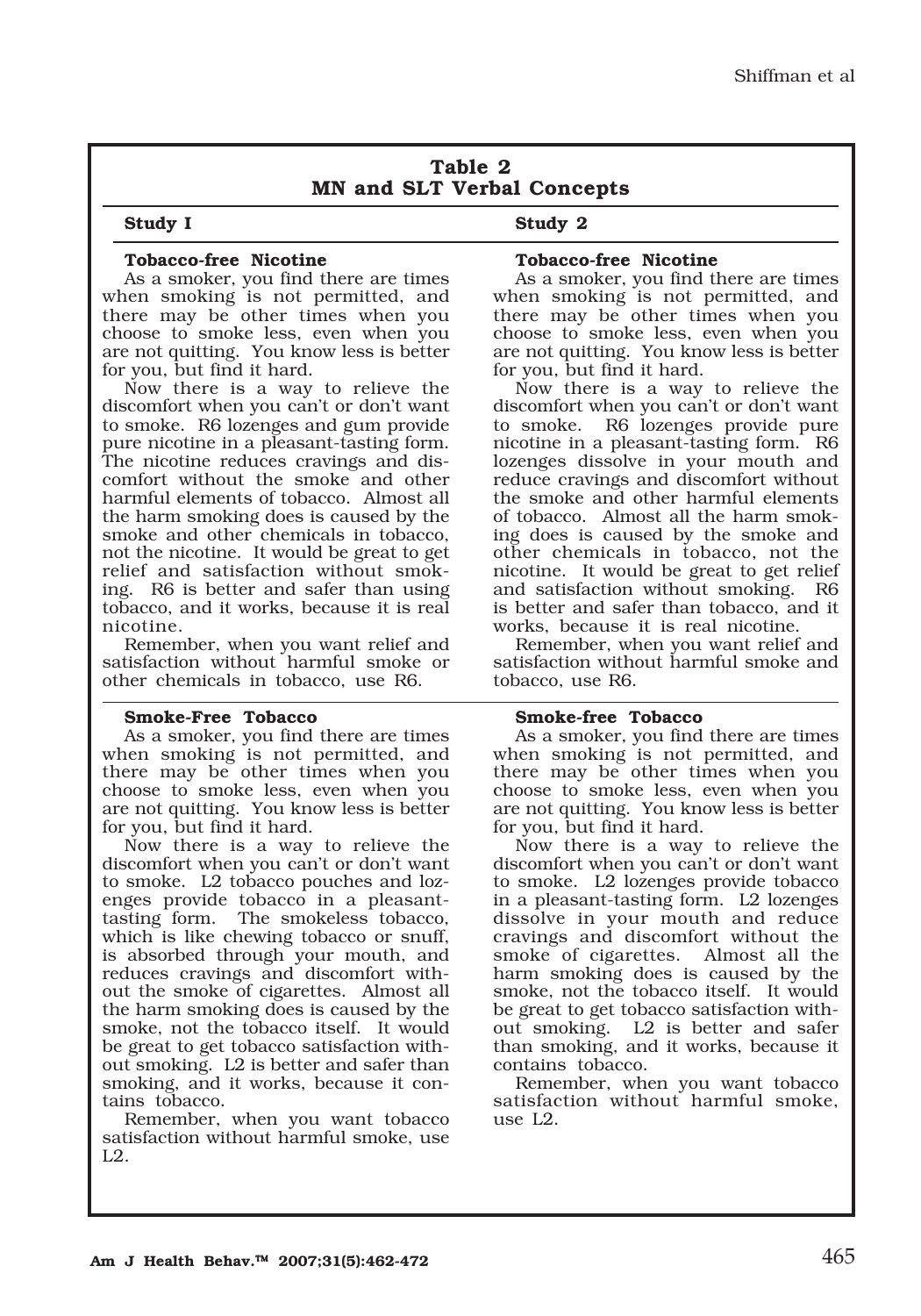**Table 2**
**MN and SLT Verbal Concepts**

| Study I | Study 2 |
|---|---|
| **Tobacco-free Nicotine**<br>As a smoker, you find there are times when smoking is not permitted, and there may be other times when you choose to smoke less, even when you are not quitting. You know less is better for you, but find it hard.<br>Now there is a way to relieve the discomfort when you can't or don't want to smoke. R6 lozenges and gum provide pure nicotine in a pleasant-tasting form. The nicotine reduces cravings and discomfort without the smoke and other harmful elements of tobacco. Almost all the harm smoking does is caused by the smoke and other chemicals in tobacco, not the nicotine. It would be great to get relief and satisfaction without smoking. R6 is better and safer than using tobacco, and it works, because it is real nicotine.<br>Remember, when you want relief and satisfaction without harmful smoke or other chemicals in tobacco, use R6. | **Tobacco-free Nicotine**<br>As a smoker, you find there are times when smoking is not permitted, and there may be other times when you choose to smoke less, even when you are not quitting. You know less is better for you, but find it hard.<br>Now there is a way to relieve the discomfort when you can't or don't want to smoke. R6 lozenges provide pure nicotine in a pleasant-tasting form. R6 lozenges dissolve in your mouth and reduce cravings and discomfort without the smoke and other harmful elements of tobacco. Almost all the harm smoking does is caused by the smoke and other chemicals in tobacco, not the nicotine. It would be great to get relief and satisfaction without smoking. R6 is better and safer than tobacco, and it works, because it is real nicotine.<br>Remember, when you want relief and satisfaction without harmful smoke and tobacco, use R6. |
| **Smoke-Free Tobacco**<br>As a smoker, you find there are times when smoking is not permitted, and there may be other times when you choose to smoke less, even when you are not quitting. You know less is better for you, but find it hard.<br>Now there is a way to relieve the discomfort when you can't or don't want to smoke. L2 tobacco pouches and lozenges provide tobacco in a pleasant-tasting form. The smokeless tobacco, which is like chewing tobacco or snuff, is absorbed through your mouth, and reduces cravings and discomfort without the smoke of cigarettes. Almost all the harm smoking does is caused by the smoke, not the tobacco itself. It would be great to get tobacco satisfaction without smoking. L2 is better and safer than smoking, and it works, because it contains tobacco.<br>Remember, when you want tobacco satisfaction without harmful smoke, use L2. | **Smoke-free Tobacco**<br>As a smoker, you find there are times when smoking is not permitted, and there may be other times when you choose to smoke less, even when you are not quitting. You know less is better for you, but find it hard.<br>Now there is a way to relieve the discomfort when you can't or don't want to smoke. L2 lozenges provide tobacco in a pleasant-tasting form. L2 lozenges dissolve in your mouth and reduce cravings and discomfort without the smoke of cigarettes. Almost all the harm smoking does is caused by the smoke, not the tobacco itself. It would be great to get tobacco satisfaction without smoking. L2 is better and safer than smoking, and it works, because it contains tobacco.<br>Remember, when you want tobacco satisfaction without harmful smoke, use L2. |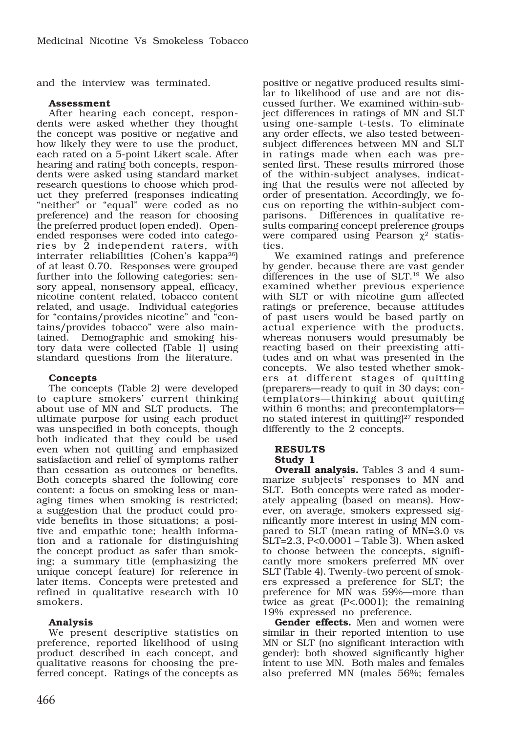and the interview was terminated.

### Assessment

After hearing each concept, respondents were asked whether they thought the concept was positive or negative and how likely they were to use the product, each rated on a 5-point Likert scale. After hearing and rating both concepts, respondents were asked using standard market research questions to choose which product they preferred (responses indicating "neither" or "equal" were coded as no preference) and the reason for choosing the preferred product (open ended). Open-ended responses were coded into categories by 2 independent raters, with interrater reliabilities (Cohen's kappa[26]) of at least 0.70. Responses were grouped further into the following categories: sensory appeal, nonsensory appeal, efficacy, nicotine content related, tobacco content related, and usage. Individual categories for "contains/provides nicotine" and "contains/provides tobacco" were also maintained. Demographic and smoking history data were collected (Table 1) using standard questions from the literature.

### Concepts

The concepts (Table 2) were developed to capture smokers' current thinking about use of MN and SLT products. The ultimate purpose for using each product was unspecified in both concepts, though both indicated that they could be used even when not quitting and emphasized satisfaction and relief of symptoms rather than cessation as outcomes or benefits. Both concepts shared the following core content: a focus on smoking less or managing times when smoking is restricted; a suggestion that the product could provide benefits in those situations; a positive and empathic tone; health information and a rationale for distinguishing the concept product as safer than smoking; a summary title (emphasizing the unique concept feature) for reference in later items. Concepts were pretested and refined in qualitative research with 10 smokers.

### Analysis

We present descriptive statistics on preference, reported likelihood of using product described in each concept, and qualitative reasons for choosing the preferred concept. Ratings of the concepts as positive or negative produced results similar to likelihood of use and are not discussed further. We examined within-subject differences in ratings of MN and SLT using one-sample t-tests. To eliminate any order effects, we also tested between-subject differences between MN and SLT in ratings made when each was presented first. These results mirrored those of the within-subject analyses, indicating that the results were not affected by order of presentation. Accordingly, we focus on reporting the within-subject comparisons. Differences in qualitative results comparing concept preference groups were compared using Pearson $\chi^2$ statistics.

We examined ratings and preference by gender, because there are vast gender differences in the use of SLT.[19] We also examined whether previous experience with SLT or with nicotine gum affected ratings or preference, because attitudes of past users would be based partly on actual experience with the products, whereas nonusers would presumably be reacting based on their preexisting attitudes and on what was presented in the concepts. We also tested whether smokers at different stages of quitting (preparers—ready to quit in 30 days; contemplators—thinking about quitting within 6 months; and precontemplators—no stated interest in quitting)[27] responded differently to the 2 concepts.

## RESULTS

### Study 1

**Overall analysis.** Tables 3 and 4 summarize subjects' responses to MN and SLT. Both concepts were rated as moderately appealing (based on means). However, on average, smokers expressed significantly more interest in using MN compared to SLT (mean rating of MN=3.0 vs SLT=2.3, $P<0.0001$ – Table 3). When asked to choose between the concepts, significantly more smokers preferred MN over SLT (Table 4). Twenty-two percent of smokers expressed a preference for SLT; the preference for MN was 59%—more than twice as great ($P<.0001$); the remaining 19% expressed no preference.

**Gender effects.** Men and women were similar in their reported intention to use MN or SLT (no significant interaction with gender): both showed significantly higher intent to use MN. Both males and females also preferred MN (males 56%; females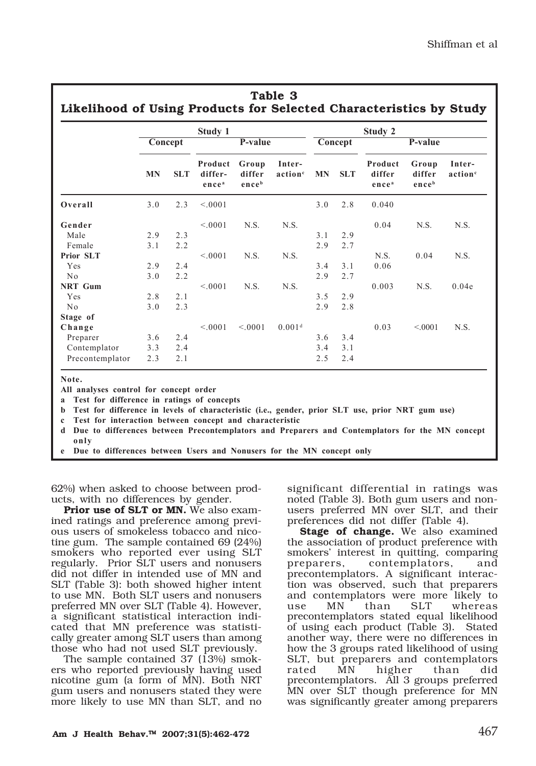**Table 3**
**Likelihood of Using Products for Selected Characteristics by Study**

| | Study 1 | | | | | Study 2 | | | | |
|---|---|---|---|---|---|---|---|---|---|---|
| | Concept | | P-value | | | Concept | | P-value | | |
| | MN | SLT | Product difference[a] | Group difference[b] | Interaction[c] | MN | SLT | Product difference[a] | Group difference[b] | Interaction[c] |
| **Overall** | 3.0 | 2.3 | <.0001 | | | 3.0 | 2.8 | 0.040 | | |
| **Gender** | | | <.0001 | N.S. | N.S. | | | 0.04 | N.S. | N.S. |
| Male | 2.9 | 2.3 | | | | 3.1 | 2.9 | | | |
| Female | 3.1 | 2.2 | | | | 2.9 | 2.7 | | | |
| **Prior SLT** | | | <.0001 | N.S. | N.S. | | | N.S. | 0.04 | N.S. |
| Yes | 2.9 | 2.4 | | | | 3.4 | 3.1 | 0.06 | | |
| No | 3.0 | 2.2 | | | | 2.9 | 2.7 | | | |
| **NRT Gum** | | | <.0001 | N.S. | N.S. | | | 0.003 | N.S. | 0.04e |
| Yes | 2.8 | 2.1 | | | | 3.5 | 2.9 | | | |
| No | 3.0 | 2.3 | | | | 2.9 | 2.8 | | | |
| **Stage of Change** | | | <.0001 | <.0001 | 0.001[d] | | | 0.03 | <.0001 | N.S. |
| Preparer | 3.6 | 2.4 | | | | 3.6 | 3.4 | | | |
| Contemplator | 3.3 | 2.4 | | | | 3.4 | 3.1 | | | |
| Precontemplator | 2.3 | 2.1 | | | | 2.5 | 2.4 | | | |

**Note.**
All analyses control for concept order
a Test for difference in ratings of concepts
b Test for difference in levels of characteristic (i.e., gender, prior SLT use, prior NRT gum use)
c Test for interaction between concept and characteristic
d Due to differences between Precontemplators and Preparers and Contemplators for the MN concept only
e Due to differences between Users and Nonusers for the MN concept only

62%) when asked to choose between products, with no differences by gender.

**Prior use of SLT or MN.** We also examined ratings and preference among previous users of smokeless tobacco and nicotine gum. The sample contained 69 (24%) smokers who reported ever using SLT regularly. Prior SLT users and nonusers did not differ in intended use of MN and SLT (Table 3): both showed higher intent to use MN. Both SLT users and nonusers preferred MN over SLT (Table 4). However, a significant statistical interaction indicated that MN preference was statistically greater among SLT users than among those who had not used SLT previously.

The sample contained 37 (13%) smokers who reported previously having used nicotine gum (a form of MN). Both NRT gum users and nonusers stated they were more likely to use MN than SLT, and no significant differential in ratings was noted (Table 3). Both gum users and nonusers preferred MN over SLT, and their preferences did not differ (Table 4).

**Stage of change.** We also examined the association of product preference with smokers' interest in quitting, comparing preparers, contemplators, and precontemplators. A significant interaction was observed, such that preparers and contemplators were more likely to use MN than SLT whereas precontemplators stated equal likelihood of using each product (Table 3). Stated another way, there were no differences in how the 3 groups rated likelihood of using SLT, but preparers and contemplators rated MN higher than did precontemplators. All 3 groups preferred MN over SLT though preference for MN was significantly greater among preparers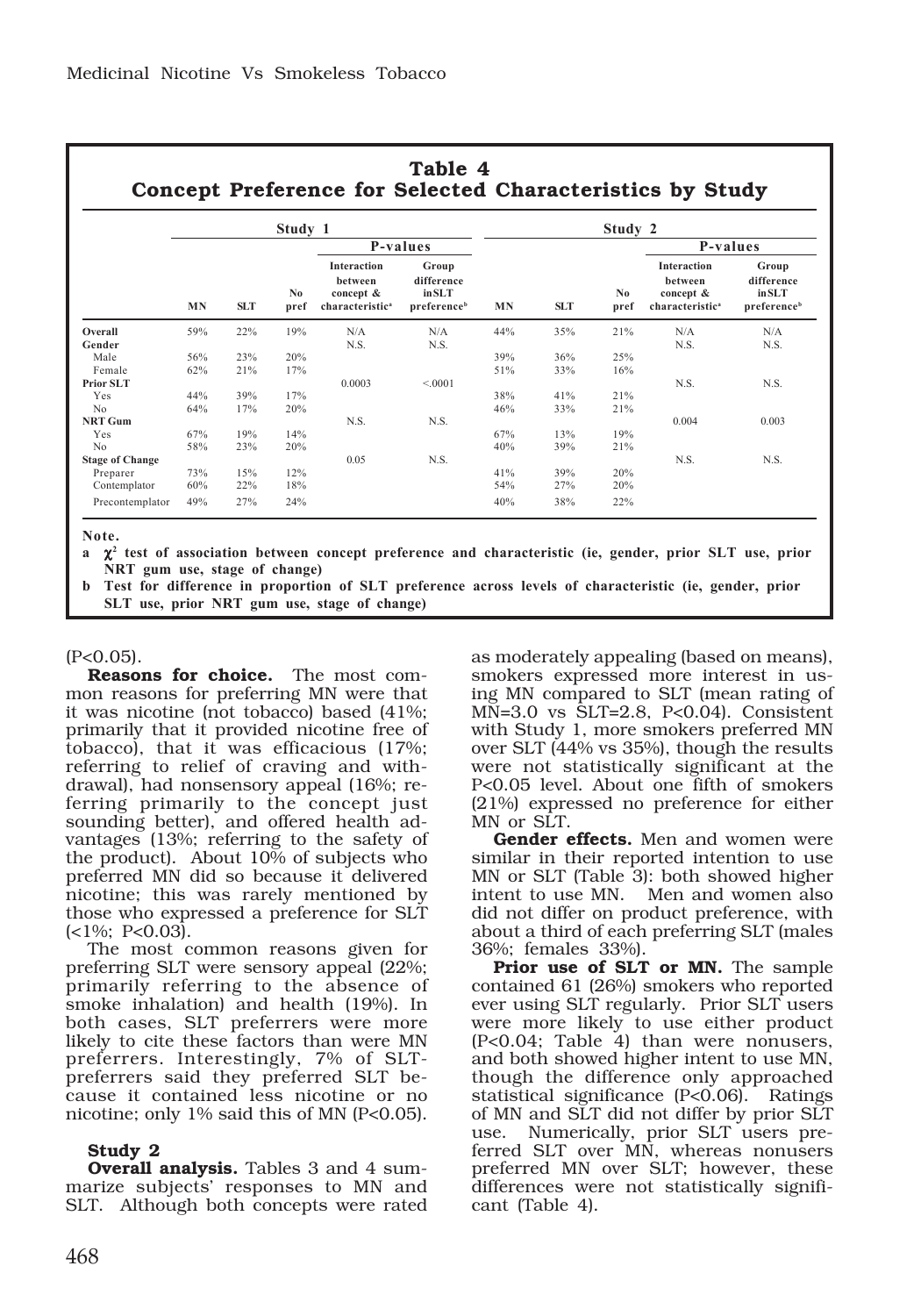**Table 4**
**Concept Preference for Selected Characteristics by Study**

| | Study 1 | | | | | Study 2 | | | | |
|---|---|---|---|---|---|---|---|---|---|---|
| | | | | P-values | | | | | P-values | |
| | MN | SLT | No pref | Interaction between concept & characteristic[a] | Group difference in SLT preference[b] | MN | SLT | No pref | Interaction between concept & characteristic[a] | Group difference in SLT preference[b] |
| **Overall** | 59% | 22% | 19% | N/A | N/A | 44% | 35% | 21% | N/A | N/A |
| **Gender** | | | | N.S. | N.S. | | | | N.S. | N.S. |
| Male | 56% | 23% | 20% | | | 39% | 36% | 25% | | |
| Female | 62% | 21% | 17% | | | 51% | 33% | 16% | | |
| **Prior SLT** | | | | 0.0003 | <.0001 | | | | N.S. | N.S. |
| Yes | 44% | 39% | 17% | | | 38% | 41% | 21% | | |
| No | 64% | 17% | 20% | | | 46% | 33% | 21% | | |
| **NRT Gum** | | | | N.S. | N.S. | | | | 0.004 | 0.003 |
| Yes | 67% | 19% | 14% | | | 67% | 13% | 19% | | |
| No | 58% | 23% | 20% | | | 40% | 39% | 21% | | |
| **Stage of Change** | | | | 0.05 | N.S. | | | | N.S. | N.S. |
| Preparer | 73% | 15% | 12% | | | 41% | 39% | 20% | | |
| Contemplator | 60% | 22% | 18% | | | 54% | 27% | 20% | | |
| Precontemplator | 49% | 27% | 24% | | | 40% | 38% | 22% | | |

**Note.**

a $\chi^2$ test of association between concept preference and characteristic (ie, gender, prior SLT use, prior NRT gum use, stage of change)

b Test for difference in proportion of SLT preference across levels of characteristic (ie, gender, prior SLT use, prior NRT gum use, stage of change)

(P<0.05).

**Reasons for choice.** The most common reasons for preferring MN were that it was nicotine (not tobacco) based (41%; primarily that it provided nicotine free of tobacco), that it was efficacious (17%; referring to relief of craving and withdrawal), had nonsensory appeal (16%; referring primarily to the concept just sounding better), and offered health advantages (13%; referring to the safety of the product). About 10% of subjects who preferred MN did so because it delivered nicotine; this was rarely mentioned by those who expressed a preference for SLT (<1%; P<0.03).

The most common reasons given for preferring SLT were sensory appeal (22%; primarily referring to the absence of smoke inhalation) and health (19%). In both cases, SLT preferrers were more likely to cite these factors than were MN preferrers. Interestingly, 7% of SLT-preferrers said they preferred SLT because it contained less nicotine or no nicotine; only 1% said this of MN (P<0.05).

### Study 2

**Overall analysis.** Tables 3 and 4 summarize subjects' responses to MN and SLT. Although both concepts were rated as moderately appealing (based on means), smokers expressed more interest in using MN compared to SLT (mean rating of MN=3.0 vs SLT=2.8, P<0.04). Consistent with Study 1, more smokers preferred MN over SLT (44% vs 35%), though the results were not statistically significant at the P<0.05 level. About one fifth of smokers (21%) expressed no preference for either MN or SLT.

**Gender effects.** Men and women were similar in their reported intention to use MN or SLT (Table 3): both showed higher intent to use MN. Men and women also did not differ on product preference, with about a third of each preferring SLT (males 36%; females 33%).

**Prior use of SLT or MN.** The sample contained 61 (26%) smokers who reported ever using SLT regularly. Prior SLT users were more likely to use either product (P<0.04; Table 4) than were nonusers, and both showed higher intent to use MN, though the difference only approached statistical significance (P<0.06). Ratings of MN and SLT did not differ by prior SLT use. Numerically, prior SLT users preferred SLT over MN, whereas nonusers preferred MN over SLT; however, these differences were not statistically significant (Table 4).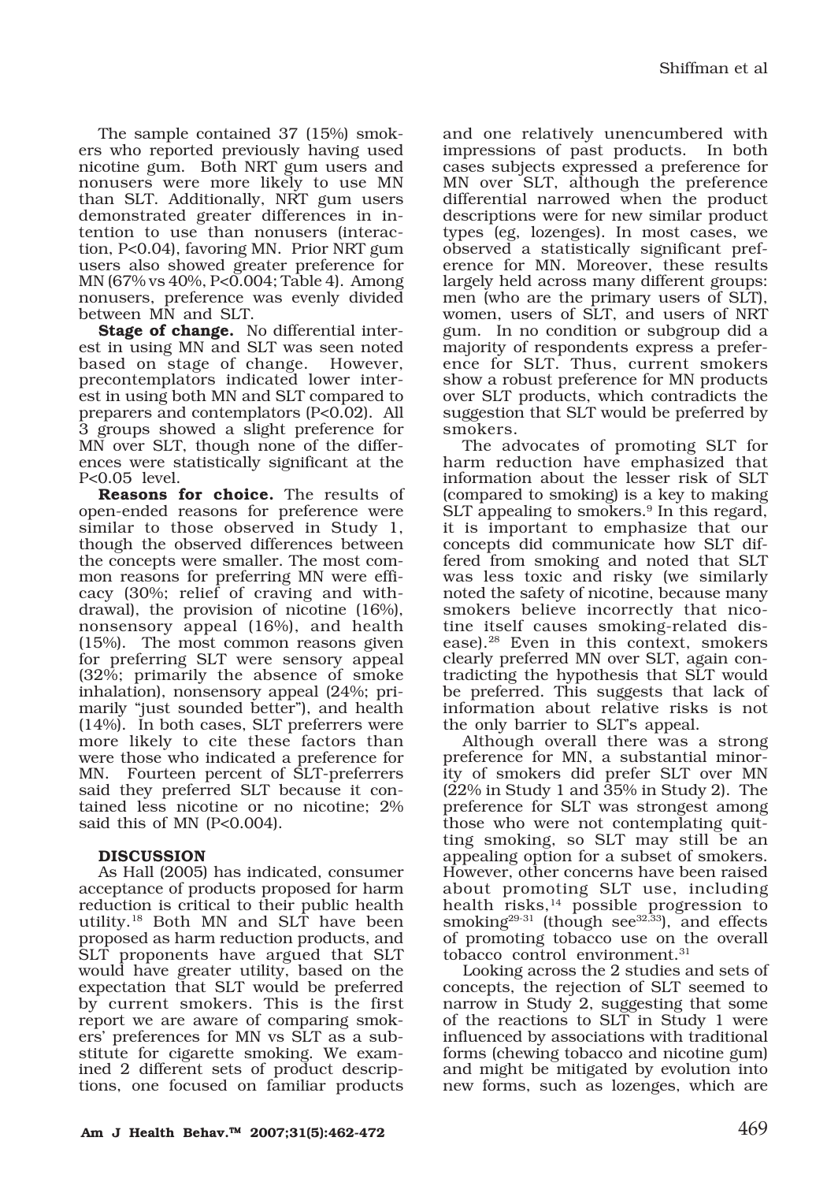The sample contained 37 (15%) smokers who reported previously having used nicotine gum. Both NRT gum users and nonusers were more likely to use MN than SLT. Additionally, NRT gum users demonstrated greater differences in intention to use than nonusers (interaction, P<0.04), favoring MN. Prior NRT gum users also showed greater preference for MN (67% vs 40%, P<0.004; Table 4). Among nonusers, preference was evenly divided between MN and SLT.

**Stage of change.** No differential interest in using MN and SLT was seen noted based on stage of change. However, precontemplators indicated lower interest in using both MN and SLT compared to preparers and contemplators (P<0.02). All 3 groups showed a slight preference for MN over SLT, though none of the differences were statistically significant at the P<0.05 level.

**Reasons for choice.** The results of open-ended reasons for preference were similar to those observed in Study 1, though the observed differences between the concepts were smaller. The most common reasons for preferring MN were efficacy (30%; relief of craving and withdrawal), the provision of nicotine (16%), nonsensory appeal (16%), and health (15%). The most common reasons given for preferring SLT were sensory appeal (32%; primarily the absence of smoke inhalation), nonsensory appeal (24%; primarily "just sounded better"), and health (14%). In both cases, SLT preferrers were more likely to cite these factors than were those who indicated a preference for MN. Fourteen percent of SLT-preferrers said they preferred SLT because it contained less nicotine or no nicotine; 2% said this of MN (P<0.004).

## DISCUSSION

As Hall (2005) has indicated, consumer acceptance of products proposed for harm reduction is critical to their public health utility.[18] Both MN and SLT have been proposed as harm reduction products, and SLT proponents have argued that SLT would have greater utility, based on the expectation that SLT would be preferred by current smokers. This is the first report we are aware of comparing smokers' preferences for MN vs SLT as a substitute for cigarette smoking. We examined 2 different sets of product descriptions, one focused on familiar products and one relatively unencumbered with impressions of past products. In both cases subjects expressed a preference for MN over SLT, although the preference differential narrowed when the product descriptions were for new similar product types (eg, lozenges). In most cases, we observed a statistically significant preference for MN. Moreover, these results largely held across many different groups: men (who are the primary users of SLT), women, users of SLT, and users of NRT gum. In no condition or subgroup did a majority of respondents express a preference for SLT. Thus, current smokers show a robust preference for MN products over SLT products, which contradicts the suggestion that SLT would be preferred by smokers.

The advocates of promoting SLT for harm reduction have emphasized that information about the lesser risk of SLT (compared to smoking) is a key to making SLT appealing to smokers.[9] In this regard, it is important to emphasize that our concepts did communicate how SLT differed from smoking and noted that SLT was less toxic and risky (we similarly noted the safety of nicotine, because many smokers believe incorrectly that nicotine itself causes smoking-related disease).[28] Even in this context, smokers clearly preferred MN over SLT, again contradicting the hypothesis that SLT would be preferred. This suggests that lack of information about relative risks is not the only barrier to SLT's appeal.

Although overall there was a strong preference for MN, a substantial minority of smokers did prefer SLT over MN (22% in Study 1 and 35% in Study 2). The preference for SLT was strongest among those who were not contemplating quitting smoking, so SLT may still be an appealing option for a subset of smokers. However, other concerns have been raised about promoting SLT use, including health risks,[14] possible progression to smoking[29-31] (though see[32,33]), and effects of promoting tobacco use on the overall tobacco control environment.[31]

Looking across the 2 studies and sets of concepts, the rejection of SLT seemed to narrow in Study 2, suggesting that some of the reactions to SLT in Study 1 were influenced by associations with traditional forms (chewing tobacco and nicotine gum) and might be mitigated by evolution into new forms, such as lozenges, which are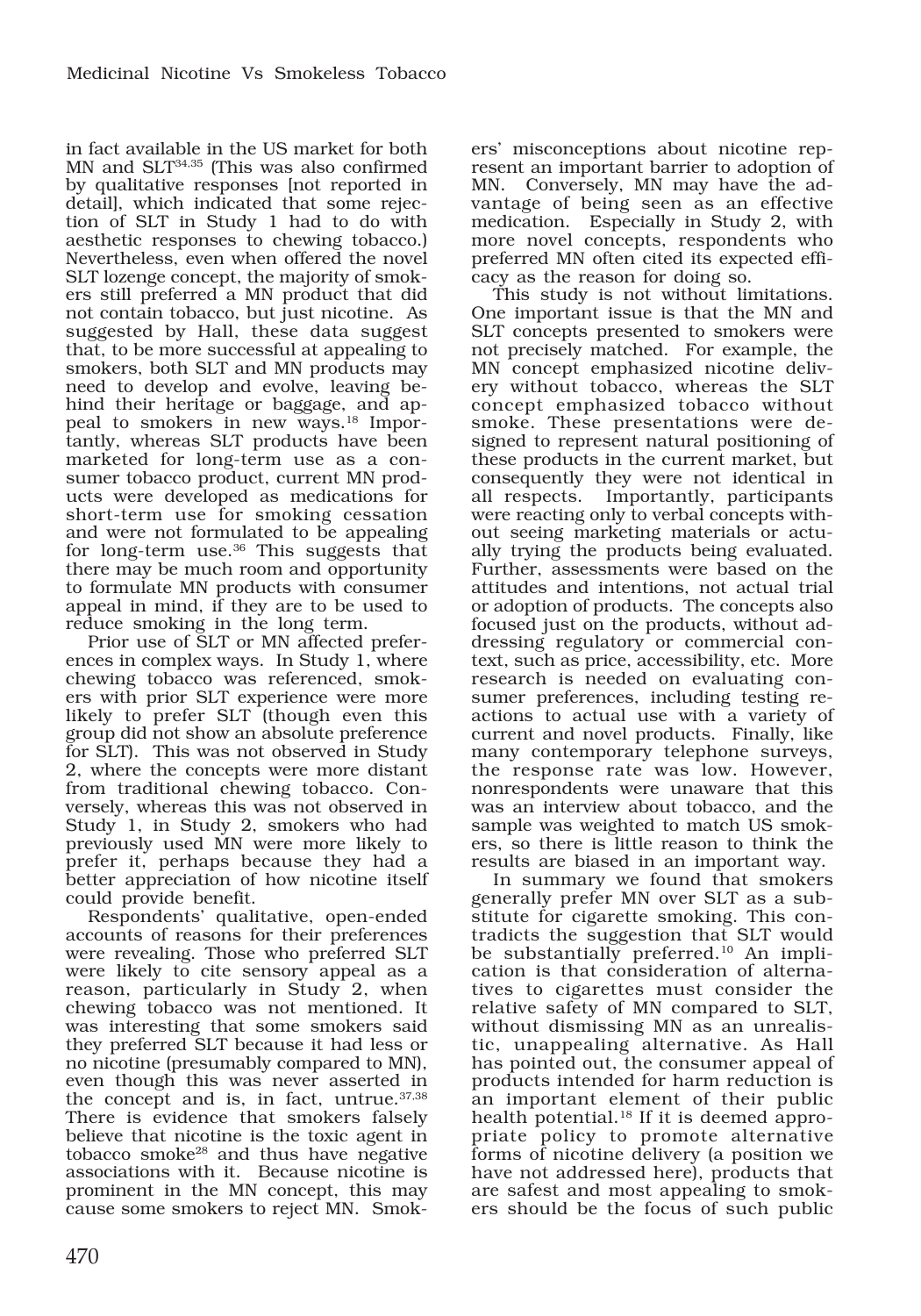in fact available in the US market for both MN and SLT[34,35] (This was also confirmed by qualitative responses [not reported in detail], which indicated that some rejection of SLT in Study 1 had to do with aesthetic responses to chewing tobacco.) Nevertheless, even when offered the novel SLT lozenge concept, the majority of smokers still preferred a MN product that did not contain tobacco, but just nicotine. As suggested by Hall, these data suggest that, to be more successful at appealing to smokers, both SLT and MN products may need to develop and evolve, leaving behind their heritage or baggage, and appeal to smokers in new ways.[18] Importantly, whereas SLT products have been marketed for long-term use as a consumer tobacco product, current MN products were developed as medications for short-term use for smoking cessation and were not formulated to be appealing for long-term use.[36] This suggests that there may be much room and opportunity to formulate MN products with consumer appeal in mind, if they are to be used to reduce smoking in the long term.

Prior use of SLT or MN affected preferences in complex ways. In Study 1, where chewing tobacco was referenced, smokers with prior SLT experience were more likely to prefer SLT (though even this group did not show an absolute preference for SLT). This was not observed in Study 2, where the concepts were more distant from traditional chewing tobacco. Conversely, whereas this was not observed in Study 1, in Study 2, smokers who had previously used MN were more likely to prefer it, perhaps because they had a better appreciation of how nicotine itself could provide benefit.

Respondents' qualitative, open-ended accounts of reasons for their preferences were revealing. Those who preferred SLT were likely to cite sensory appeal as a reason, particularly in Study 2, when chewing tobacco was not mentioned. It was interesting that some smokers said they preferred SLT because it had less or no nicotine (presumably compared to MN), even though this was never asserted in the concept and is, in fact, untrue.[37,38] There is evidence that smokers falsely believe that nicotine is the toxic agent in tobacco smoke[28] and thus have negative associations with it. Because nicotine is prominent in the MN concept, this may cause some smokers to reject MN. Smokers' misconceptions about nicotine represent an important barrier to adoption of MN. Conversely, MN may have the advantage of being seen as an effective medication. Especially in Study 2, with more novel concepts, respondents who preferred MN often cited its expected efficacy as the reason for doing so.

This study is not without limitations. One important issue is that the MN and SLT concepts presented to smokers were not precisely matched. For example, the MN concept emphasized nicotine delivery without tobacco, whereas the SLT concept emphasized tobacco without smoke. These presentations were designed to represent natural positioning of these products in the current market, but consequently they were not identical in all respects. Importantly, participants were reacting only to verbal concepts without seeing marketing materials or actually trying the products being evaluated. Further, assessments were based on the attitudes and intentions, not actual trial or adoption of products. The concepts also focused just on the products, without addressing regulatory or commercial context, such as price, accessibility, etc. More research is needed on evaluating consumer preferences, including testing reactions to actual use with a variety of current and novel products. Finally, like many contemporary telephone surveys, the response rate was low. However, nonrespondents were unaware that this was an interview about tobacco, and the sample was weighted to match US smokers, so there is little reason to think the results are biased in an important way.

In summary we found that smokers generally prefer MN over SLT as a substitute for cigarette smoking. This contradicts the suggestion that SLT would be substantially preferred.[10] An implication is that consideration of alternatives to cigarettes must consider the relative safety of MN compared to SLT, without dismissing MN as an unrealistic, unappealing alternative. As Hall has pointed out, the consumer appeal of products intended for harm reduction is an important element of their public health potential.[18] If it is deemed appropriate policy to promote alternative forms of nicotine delivery (a position we have not addressed here), products that are safest and most appealing to smokers should be the focus of such public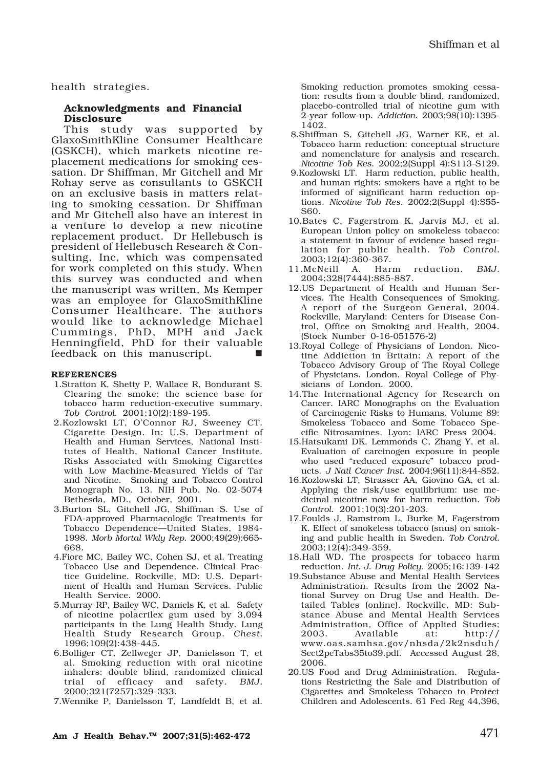health strategies.

### Acknowledgments and Financial Disclosure

This study was supported by GlaxoSmithKline Consumer Healthcare (GSKCH), which markets nicotine replacement medications for smoking cessation. Dr Shiffman, Mr Gitchell and Mr Rohay serve as consultants to GSKCH on an exclusive basis in matters relating to smoking cessation. Dr Shiffman and Mr Gitchell also have an interest in a venture to develop a new nicotine replacement product. Dr Hellebusch is president of Hellebusch Research & Consulting, Inc, which was compensated for work completed on this study. When this survey was conducted and when the manuscript was written, Ms Kemper was an employee for GlaxoSmithKline Consumer Healthcare. The authors would like to acknowledge Michael Cummings, PhD, MPH and Jack Henningfield, PhD for their valuable feedback on this manuscript. ■

#### REFERENCES

1. Stratton K, Shetty P, Wallace R, Bondurant S. Clearing the smoke: the science base for tobacco harm reduction-executive summary. *Tob Control.* 2001;10(2):189-195.
2. Kozlowski LT, O'Connor RJ, Sweeney CT. Cigarette Design. In: U.S. Department of Health and Human Services, National Institutes of Health, National Cancer Institute. Risks Associated with Smoking Cigarettes with Low Machine-Measured Yields of Tar and Nicotine. Smoking and Tobacco Control Monograph No. 13. NIH Pub. No. 02-5074 Bethesda, MD., October, 2001.
3. Burton SL, Gitchell JG, Shiffman S. Use of FDA-approved Pharmacologic Treatments for Tobacco Dependence—United States, 1984-1998. *Morb Mortal Wkly Rep.* 2000;49(29):665-668.
4. Fiore MC, Bailey WC, Cohen SJ, et al. Treating Tobacco Use and Dependence. Clinical Practice Guideline. Rockville, MD: U.S. Department of Health and Human Services. Public Health Service. 2000.
5. Murray RP, Bailey WC, Daniels K, et al. Safety of nicotine polacrilex gum used by 3,094 participants in the Lung Health Study. Lung Health Study Research Group. *Chest.* 1996;109(2):438-445.
6. Bolliger CT, Zellweger JP, Danielsson T, et al. Smoking reduction with oral nicotine inhalers: double blind, randomized clinical trial of efficacy and safety. *BMJ.* 2000;321(7257):329-333.
7. Wennike P, Danielsson T, Landfeldt B, et al. Smoking reduction promotes smoking cessation: results from a double blind, randomized, placebo-controlled trial of nicotine gum with 2-year follow-up. *Addiction.* 2003;98(10):1395-1402.
8. Shiffman S, Gitchell JG, Warner KE, et al. Tobacco harm reduction: conceptual structure and nomenclature for analysis and research. *Nicotine Tob Res.* 2002;2(Suppl 4):S113-S129.
9. Kozlowski LT. Harm reduction, public health, and human rights: smokers have a right to be informed of significant harm reduction options. *Nicotine Tob Res.* 2002;2(Suppl 4):S55-S60.
10. Bates C, Fagerstrom K, Jarvis MJ, et al. European Union policy on smokeless tobacco: a statement in favour of evidence based regulation for public health. *Tob Control.* 2003;12(4):360-367.
11. McNeill A. Harm reduction. *BMJ.* 2004;328(7444):885-887.
12. US Department of Health and Human Services. The Health Consequences of Smoking. A report of the Surgeon General, 2004. Rockville, Maryland: Centers for Disease Control, Office on Smoking and Health, 2004. (Stock Number 0-16-051576-2)
13. Royal College of Physicians of London. Nicotine Addiction in Britain: A report of the Tobacco Advisory Group of The Royal College of Physicians. London. Royal College of Physicians of London. 2000.
14. The International Agency for Research on Cancer. IARC Monographs on the Evaluation of Carcinogenic Risks to Humans. Volume 89: Smokeless Tobacco and Some Tobacco Specific Nitrosamines. Lyon: IARC Press 2004.
15. Hatsukami DK, Lemmonds C, Zhang Y, et al. Evaluation of carcinogen exposure in people who used "reduced exposure" tobacco products. *J Natl Cancer Inst.* 2004;96(11):844-852.
16. Kozlowski LT, Strasser AA, Giovino GA, et al. Applying the risk/use equilibrium: use medicinal nicotine now for harm reduction. *Tob Control.* 2001;10(3):201-203.
17. Foulds J, Ramstrom L, Burke M, Fagerstrom K. Effect of smokeless tobacco (snus) on smoking and public health in Sweden. *Tob Control.* 2003;12(4):349-359.
18. Hall WD. The prospects for tobacco harm reduction. *Int. J. Drug Policy.* 2005;16:139-142
19. Substance Abuse and Mental Health Services Administration. Results from the 2002 National Survey on Drug Use and Health. Detailed Tables (online). Rockville, MD: Substance Abuse and Mental Health Services Administration, Office of Applied Studies; 2003. Available at: http://www.oas.samhsa.gov/nhsda/2k2nsduh/Sect2peTabs35to39.pdf. Accessed August 28, 2006.
20. US Food and Drug Administration. Regulations Restricting the Sale and Distribution of Cigarettes and Smokeless Tobacco to Protect Children and Adolescents. 61 Fed Reg 44,396,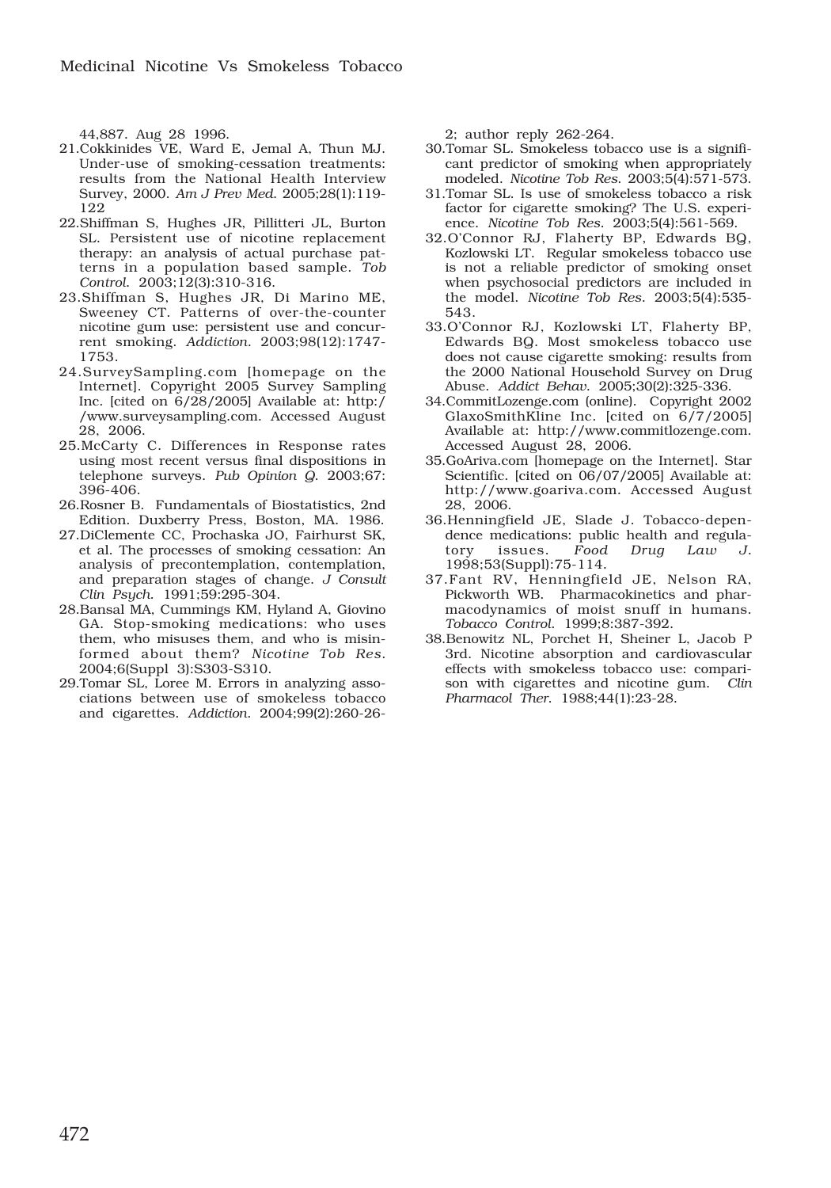44,887. Aug 28 1996.

21. Cokkinides VE, Ward E, Jemal A, Thun MJ. Under-use of smoking-cessation treatments: results from the National Health Interview Survey, 2000. *Am J Prev Med*. 2005;28(1):119-122
22. Shiffman S, Hughes JR, Pillitteri JL, Burton SL. Persistent use of nicotine replacement therapy: an analysis of actual purchase patterns in a population based sample. *Tob Control*. 2003;12(3):310-316.
23. Shiffman S, Hughes JR, Di Marino ME, Sweeney CT. Patterns of over-the-counter nicotine gum use: persistent use and concurrent smoking. *Addiction*. 2003;98(12):1747-1753.
24. SurveySampling.com [homepage on the Internet]. Copyright 2005 Survey Sampling Inc. [cited on 6/28/2005] Available at: http://www.surveysampling.com. Accessed August 28, 2006.
25. McCarty C. Differences in Response rates using most recent versus final dispositions in telephone surveys. *Pub Opinion Q*. 2003;67: 396-406.
26. Rosner B. Fundamentals of Biostatistics, 2nd Edition. Duxberry Press, Boston, MA. 1986.
27. DiClemente CC, Prochaska JO, Fairhurst SK, et al. The processes of smoking cessation: An analysis of precontemplation, contemplation, and preparation stages of change. *J Consult Clin Psych*. 1991;59:295-304.
28. Bansal MA, Cummings KM, Hyland A, Giovino GA. Stop-smoking medications: who uses them, who misuses them, and who is misinformed about them? *Nicotine Tob Res*. 2004;6(Suppl 3):S303-S310.
29. Tomar SL, Loree M. Errors in analyzing associations between use of smokeless tobacco and cigarettes. *Addiction*. 2004;99(2):260-262; author reply 262-264.
30. Tomar SL. Smokeless tobacco use is a significant predictor of smoking when appropriately modeled. *Nicotine Tob Res*. 2003;5(4):571-573.
31. Tomar SL. Is use of smokeless tobacco a risk factor for cigarette smoking? The U.S. experience. *Nicotine Tob Res*. 2003;5(4):561-569.
32. O'Connor RJ, Flaherty BP, Edwards BQ, Kozlowski LT. Regular smokeless tobacco use is not a reliable predictor of smoking onset when psychosocial predictors are included in the model. *Nicotine Tob Res*. 2003;5(4):535-543.
33. O'Connor RJ, Kozlowski LT, Flaherty BP, Edwards BQ. Most smokeless tobacco use does not cause cigarette smoking: results from the 2000 National Household Survey on Drug Abuse. *Addict Behav*. 2005;30(2):325-336.
34. CommitLozenge.com (online). Copyright 2002 GlaxoSmithKline Inc. [cited on 6/7/2005] Available at: http://www.commitlozenge.com. Accessed August 28, 2006.
35. GoAriva.com [homepage on the Internet]. Star Scientific. [cited on 06/07/2005] Available at: http://www.goariva.com. Accessed August 28, 2006.
36. Henningfield JE, Slade J. Tobacco-dependence medications: public health and regulatory issues. *Food Drug Law J*. 1998;53(Suppl):75-114.
37. Fant RV, Henningfield JE, Nelson RA, Pickworth WB. Pharmacokinetics and pharmacodynamics of moist snuff in humans. *Tobacco Control*. 1999;8:387-392.
38. Benowitz NL, Porchet H, Sheiner L, Jacob P 3rd. Nicotine absorption and cardiovascular effects with smokeless tobacco use: comparison with cigarettes and nicotine gum. *Clin Pharmacol Ther*. 1988;44(1):23-28.